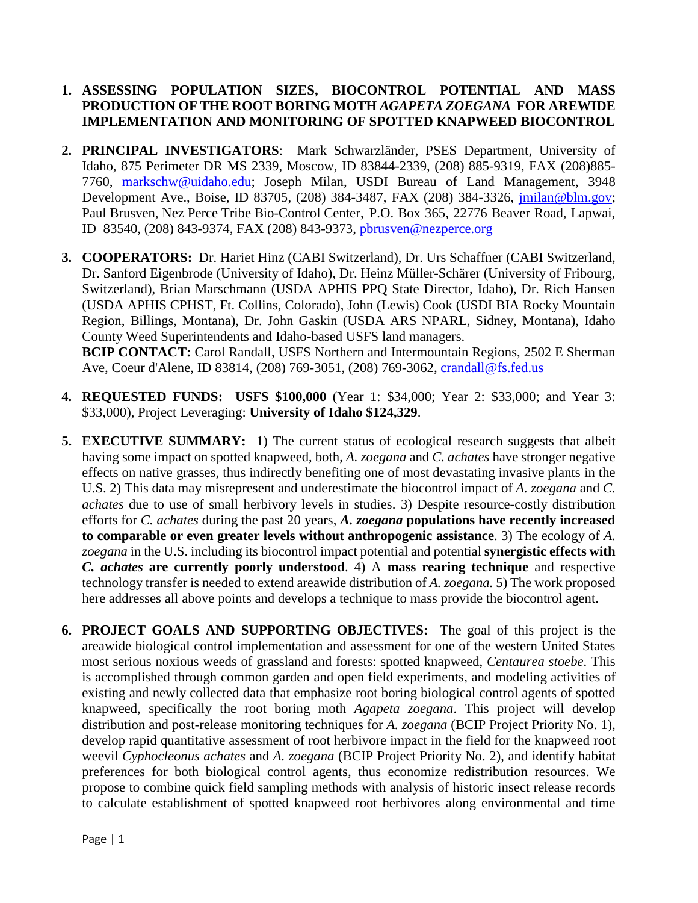1. **ASSESSING POPULATION SIZES, BIOCONTROL POTENTIAL AND MASS PRODUCTION OF THE ROOT BORING MOTH *AGAPETA ZOEGANA* FOR AREWIDE IMPLEMENTATION AND MONITORING OF SPOTTED KNAPWEED BIOCONTROL**

2. **PRINCIPAL INVESTIGATORS**: Mark Schwarzländer, PSES Department, University of Idaho, 875 Perimeter DR MS 2339, Moscow, ID 83844-2339, (208) 885-9319, FAX (208)885-7760, markschw@uidaho.edu; Joseph Milan, USDI Bureau of Land Management, 3948 Development Ave., Boise, ID 83705, (208) 384-3487, FAX (208) 384-3326, jmilan@blm.gov; Paul Brusven, Nez Perce Tribe Bio-Control Center, P.O. Box 365, 22776 Beaver Road, Lapwai, ID 83540, (208) 843-9374, FAX (208) 843-9373, pbrusven@nezperce.org

3. **COOPERATORS:** Dr. Hariet Hinz (CABI Switzerland), Dr. Urs Schaffner (CABI Switzerland, Dr. Sanford Eigenbrode (University of Idaho), Dr. Heinz Müller-Schärer (University of Fribourg, Switzerland), Brian Marschmann (USDA APHIS PPQ State Director, Idaho), Dr. Rich Hansen (USDA APHIS CPHST, Ft. Collins, Colorado), John (Lewis) Cook (USDI BIA Rocky Mountain Region, Billings, Montana), Dr. John Gaskin (USDA ARS NPARL, Sidney, Montana), Idaho County Weed Superintendents and Idaho-based USFS land managers.
**BCIP CONTACT:** Carol Randall, USFS Northern and Intermountain Regions, 2502 E Sherman Ave, Coeur d'Alene, ID 83814, (208) 769-3051, (208) 769-3062, crandall@fs.fed.us

4. **REQUESTED FUNDS: USFS $100,000** (Year 1: $34,000; Year 2: $33,000; and Year 3: $33,000), Project Leveraging: **University of Idaho $124,329**.

5. **EXECUTIVE SUMMARY:** 1) The current status of ecological research suggests that albeit having some impact on spotted knapweed, both, *A. zoegana* and *C. achates* have stronger negative effects on native grasses, thus indirectly benefiting one of most devastating invasive plants in the U.S. 2) This data may misrepresent and underestimate the biocontrol impact of *A. zoegana* and *C. achates* due to use of small herbivory levels in studies. 3) Despite resource-costly distribution efforts for *C. achates* during the past 20 years, ***A. zoegana* populations have recently increased to comparable or even greater levels without anthropogenic assistance**. 3) The ecology of *A. zoegana* in the U.S. including its biocontrol impact potential and potential **synergistic effects with *C. achates* are currently poorly understood**. 4) A **mass rearing technique** and respective technology transfer is needed to extend areawide distribution of *A. zoegana.* 5) The work proposed here addresses all above points and develops a technique to mass provide the biocontrol agent.

6. **PROJECT GOALS AND SUPPORTING OBJECTIVES:** The goal of this project is the areawide biological control implementation and assessment for one of the western United States most serious noxious weeds of grassland and forests: spotted knapweed, *Centaurea stoebe*. This is accomplished through common garden and open field experiments, and modeling activities of existing and newly collected data that emphasize root boring biological control agents of spotted knapweed, specifically the root boring moth *Agapeta zoegana*. This project will develop distribution and post-release monitoring techniques for *A. zoegana* (BCIP Project Priority No. 1), develop rapid quantitative assessment of root herbivore impact in the field for the knapweed root weevil *Cyphocleonus achates* and *A. zoegana* (BCIP Project Priority No. 2), and identify habitat preferences for both biological control agents, thus economize redistribution resources. We propose to combine quick field sampling methods with analysis of historic insect release records to calculate establishment of spotted knapweed root herbivores along environmental and time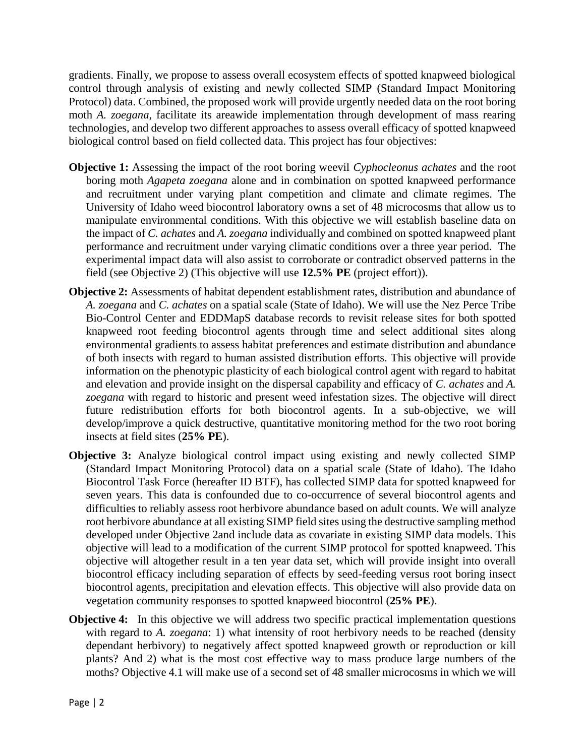gradients. Finally, we propose to assess overall ecosystem effects of spotted knapweed biological control through analysis of existing and newly collected SIMP (Standard Impact Monitoring Protocol) data. Combined, the proposed work will provide urgently needed data on the root boring moth *A. zoegana*, facilitate its areawide implementation through development of mass rearing technologies, and develop two different approaches to assess overall efficacy of spotted knapweed biological control based on field collected data. This project has four objectives:

**Objective 1:** Assessing the impact of the root boring weevil *Cyphocleonus achates* and the root boring moth *Agapeta zoegana* alone and in combination on spotted knapweed performance and recruitment under varying plant competition and climate and climate regimes. The University of Idaho weed biocontrol laboratory owns a set of 48 microcosms that allow us to manipulate environmental conditions. With this objective we will establish baseline data on the impact of *C. achates* and *A. zoegana* individually and combined on spotted knapweed plant performance and recruitment under varying climatic conditions over a three year period. The experimental impact data will also assist to corroborate or contradict observed patterns in the field (see Objective 2) (This objective will use **12.5% PE** (project effort)).

**Objective 2:** Assessments of habitat dependent establishment rates, distribution and abundance of *A. zoegana* and *C. achates* on a spatial scale (State of Idaho). We will use the Nez Perce Tribe Bio-Control Center and EDDMapS database records to revisit release sites for both spotted knapweed root feeding biocontrol agents through time and select additional sites along environmental gradients to assess habitat preferences and estimate distribution and abundance of both insects with regard to human assisted distribution efforts. This objective will provide information on the phenotypic plasticity of each biological control agent with regard to habitat and elevation and provide insight on the dispersal capability and efficacy of *C. achates* and *A. zoegana* with regard to historic and present weed infestation sizes. The objective will direct future redistribution efforts for both biocontrol agents. In a sub-objective, we will develop/improve a quick destructive, quantitative monitoring method for the two root boring insects at field sites (**25% PE**).

**Objective 3:** Analyze biological control impact using existing and newly collected SIMP (Standard Impact Monitoring Protocol) data on a spatial scale (State of Idaho). The Idaho Biocontrol Task Force (hereafter ID BTF), has collected SIMP data for spotted knapweed for seven years. This data is confounded due to co-occurrence of several biocontrol agents and difficulties to reliably assess root herbivore abundance based on adult counts. We will analyze root herbivore abundance at all existing SIMP field sites using the destructive sampling method developed under Objective 2and include data as covariate in existing SIMP data models. This objective will lead to a modification of the current SIMP protocol for spotted knapweed. This objective will altogether result in a ten year data set, which will provide insight into overall biocontrol efficacy including separation of effects by seed-feeding versus root boring insect biocontrol agents, precipitation and elevation effects. This objective will also provide data on vegetation community responses to spotted knapweed biocontrol (**25% PE**).

**Objective 4:** In this objective we will address two specific practical implementation questions with regard to *A. zoegana*: 1) what intensity of root herbivory needs to be reached (density dependant herbivory) to negatively affect spotted knapweed growth or reproduction or kill plants? And 2) what is the most cost effective way to mass produce large numbers of the moths? Objective 4.1 will make use of a second set of 48 smaller microcosms in which we will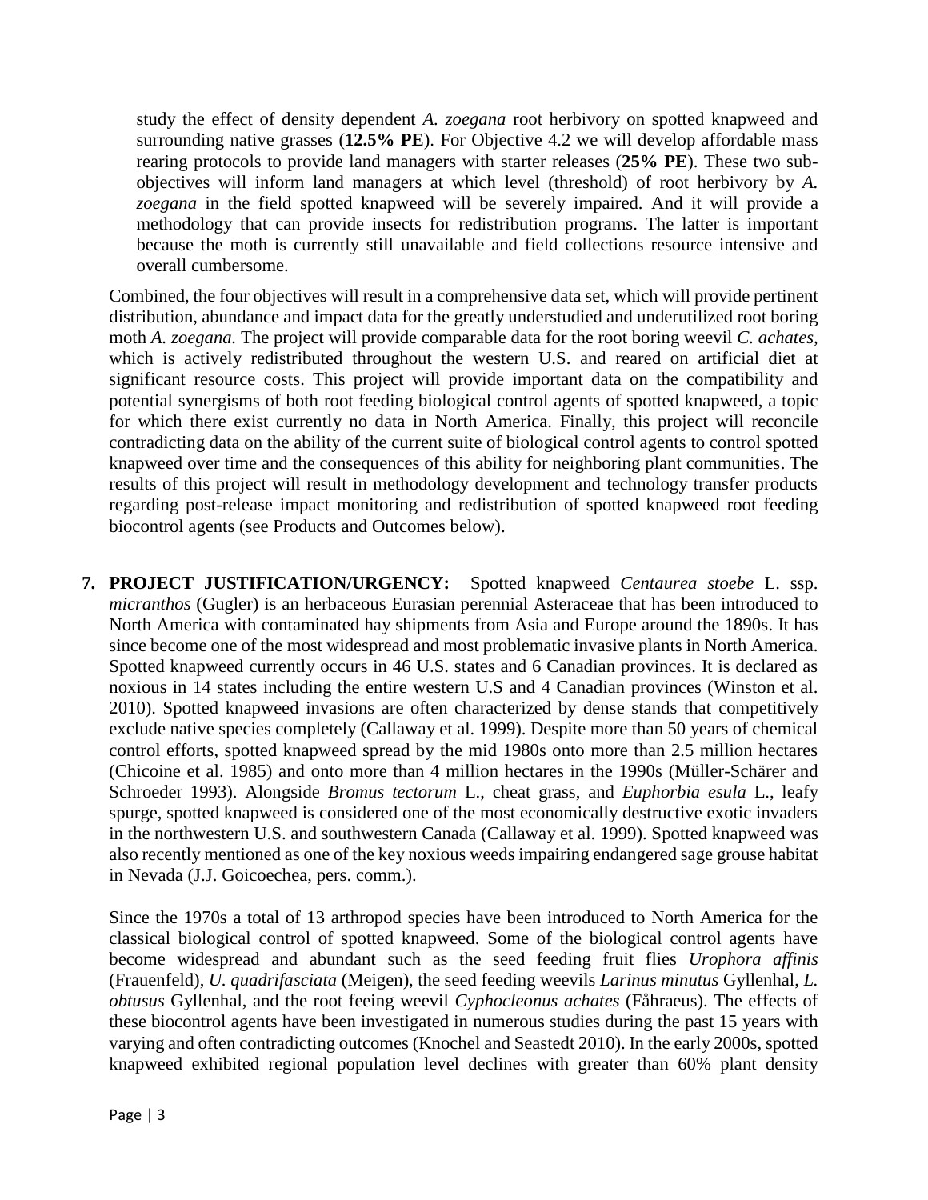study the effect of density dependent *A. zoegana* root herbivory on spotted knapweed and surrounding native grasses (**12.5% PE**). For Objective 4.2 we will develop affordable mass rearing protocols to provide land managers with starter releases (**25% PE**). These two sub-objectives will inform land managers at which level (threshold) of root herbivory by *A. zoegana* in the field spotted knapweed will be severely impaired. And it will provide a methodology that can provide insects for redistribution programs. The latter is important because the moth is currently still unavailable and field collections resource intensive and overall cumbersome.

Combined, the four objectives will result in a comprehensive data set, which will provide pertinent distribution, abundance and impact data for the greatly understudied and underutilized root boring moth *A. zoegana.* The project will provide comparable data for the root boring weevil *C. achates,* which is actively redistributed throughout the western U.S. and reared on artificial diet at significant resource costs. This project will provide important data on the compatibility and potential synergisms of both root feeding biological control agents of spotted knapweed, a topic for which there exist currently no data in North America. Finally, this project will reconcile contradicting data on the ability of the current suite of biological control agents to control spotted knapweed over time and the consequences of this ability for neighboring plant communities. The results of this project will result in methodology development and technology transfer products regarding post-release impact monitoring and redistribution of spotted knapweed root feeding biocontrol agents (see Products and Outcomes below).

**7. PROJECT JUSTIFICATION/URGENCY:** Spotted knapweed *Centaurea stoebe* L. ssp. *micranthos* (Gugler) is an herbaceous Eurasian perennial Asteraceae that has been introduced to North America with contaminated hay shipments from Asia and Europe around the 1890s. It has since become one of the most widespread and most problematic invasive plants in North America. Spotted knapweed currently occurs in 46 U.S. states and 6 Canadian provinces. It is declared as noxious in 14 states including the entire western U.S and 4 Canadian provinces (Winston et al. 2010). Spotted knapweed invasions are often characterized by dense stands that competitively exclude native species completely (Callaway et al. 1999). Despite more than 50 years of chemical control efforts, spotted knapweed spread by the mid 1980s onto more than 2.5 million hectares (Chicoine et al. 1985) and onto more than 4 million hectares in the 1990s (Müller-Schärer and Schroeder 1993). Alongside *Bromus tectorum* L., cheat grass, and *Euphorbia esula* L., leafy spurge, spotted knapweed is considered one of the most economically destructive exotic invaders in the northwestern U.S. and southwestern Canada (Callaway et al. 1999). Spotted knapweed was also recently mentioned as one of the key noxious weeds impairing endangered sage grouse habitat in Nevada (J.J. Goicoechea, pers. comm.).

Since the 1970s a total of 13 arthropod species have been introduced to North America for the classical biological control of spotted knapweed. Some of the biological control agents have become widespread and abundant such as the seed feeding fruit flies *Urophora affinis* (Frauenfeld), *U. quadrifasciata* (Meigen), the seed feeding weevils *Larinus minutus* Gyllenhal, *L. obtusus* Gyllenhal, and the root feeing weevil *Cyphocleonus achates* (Fåhraeus). The effects of these biocontrol agents have been investigated in numerous studies during the past 15 years with varying and often contradicting outcomes (Knochel and Seastedt 2010). In the early 2000s, spotted knapweed exhibited regional population level declines with greater than 60% plant density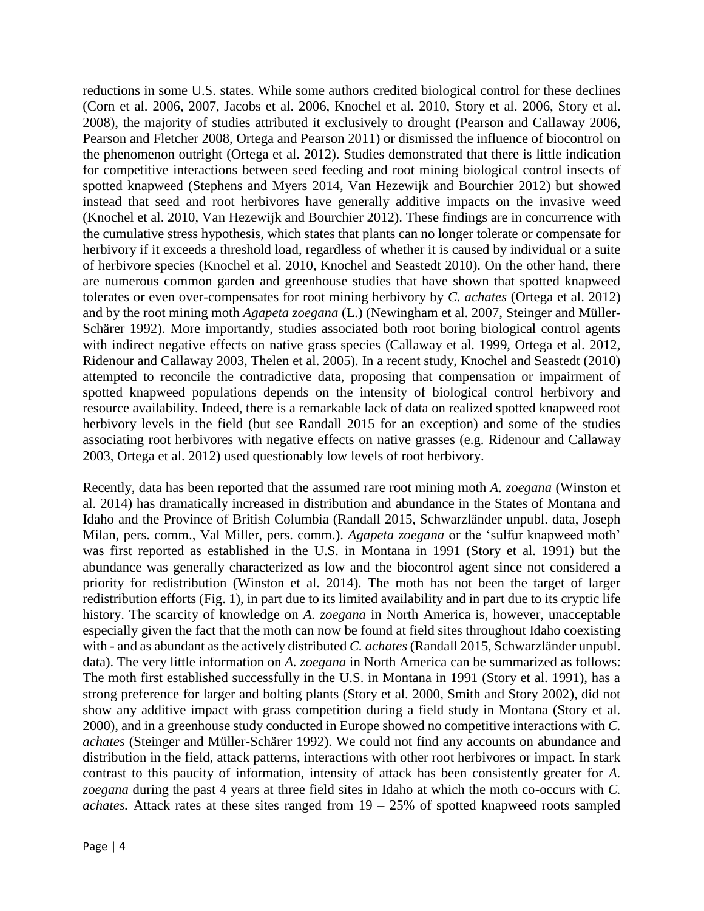reductions in some U.S. states. While some authors credited biological control for these declines (Corn et al. 2006, 2007, Jacobs et al. 2006, Knochel et al. 2010, Story et al. 2006, Story et al. 2008), the majority of studies attributed it exclusively to drought (Pearson and Callaway 2006, Pearson and Fletcher 2008, Ortega and Pearson 2011) or dismissed the influence of biocontrol on the phenomenon outright (Ortega et al. 2012). Studies demonstrated that there is little indication for competitive interactions between seed feeding and root mining biological control insects of spotted knapweed (Stephens and Myers 2014, Van Hezewijk and Bourchier 2012) but showed instead that seed and root herbivores have generally additive impacts on the invasive weed (Knochel et al. 2010, Van Hezewijk and Bourchier 2012). These findings are in concurrence with the cumulative stress hypothesis, which states that plants can no longer tolerate or compensate for herbivory if it exceeds a threshold load, regardless of whether it is caused by individual or a suite of herbivore species (Knochel et al. 2010, Knochel and Seastedt 2010). On the other hand, there are numerous common garden and greenhouse studies that have shown that spotted knapweed tolerates or even over-compensates for root mining herbivory by *C. achates* (Ortega et al. 2012) and by the root mining moth *Agapeta zoegana* (L.) (Newingham et al. 2007, Steinger and Müller-Schärer 1992). More importantly, studies associated both root boring biological control agents with indirect negative effects on native grass species (Callaway et al. 1999, Ortega et al. 2012, Ridenour and Callaway 2003, Thelen et al. 2005). In a recent study, Knochel and Seastedt (2010) attempted to reconcile the contradictive data, proposing that compensation or impairment of spotted knapweed populations depends on the intensity of biological control herbivory and resource availability. Indeed, there is a remarkable lack of data on realized spotted knapweed root herbivory levels in the field (but see Randall 2015 for an exception) and some of the studies associating root herbivores with negative effects on native grasses (e.g. Ridenour and Callaway 2003, Ortega et al. 2012) used questionably low levels of root herbivory.

Recently, data has been reported that the assumed rare root mining moth *A. zoegana* (Winston et al. 2014) has dramatically increased in distribution and abundance in the States of Montana and Idaho and the Province of British Columbia (Randall 2015, Schwarzländer unpubl. data, Joseph Milan, pers. comm., Val Miller, pers. comm.). *Agapeta zoegana* or the 'sulfur knapweed moth' was first reported as established in the U.S. in Montana in 1991 (Story et al. 1991) but the abundance was generally characterized as low and the biocontrol agent since not considered a priority for redistribution (Winston et al. 2014). The moth has not been the target of larger redistribution efforts (Fig. 1), in part due to its limited availability and in part due to its cryptic life history. The scarcity of knowledge on *A. zoegana* in North America is, however, unacceptable especially given the fact that the moth can now be found at field sites throughout Idaho coexisting with - and as abundant as the actively distributed *C. achates* (Randall 2015, Schwarzländer unpubl. data). The very little information on *A. zoegana* in North America can be summarized as follows: The moth first established successfully in the U.S. in Montana in 1991 (Story et al. 1991), has a strong preference for larger and bolting plants (Story et al. 2000, Smith and Story 2002), did not show any additive impact with grass competition during a field study in Montana (Story et al. 2000), and in a greenhouse study conducted in Europe showed no competitive interactions with *C. achates* (Steinger and Müller-Schärer 1992). We could not find any accounts on abundance and distribution in the field, attack patterns, interactions with other root herbivores or impact. In stark contrast to this paucity of information, intensity of attack has been consistently greater for *A. zoegana* during the past 4 years at three field sites in Idaho at which the moth co-occurs with *C. achates.* Attack rates at these sites ranged from 19 – 25% of spotted knapweed roots sampled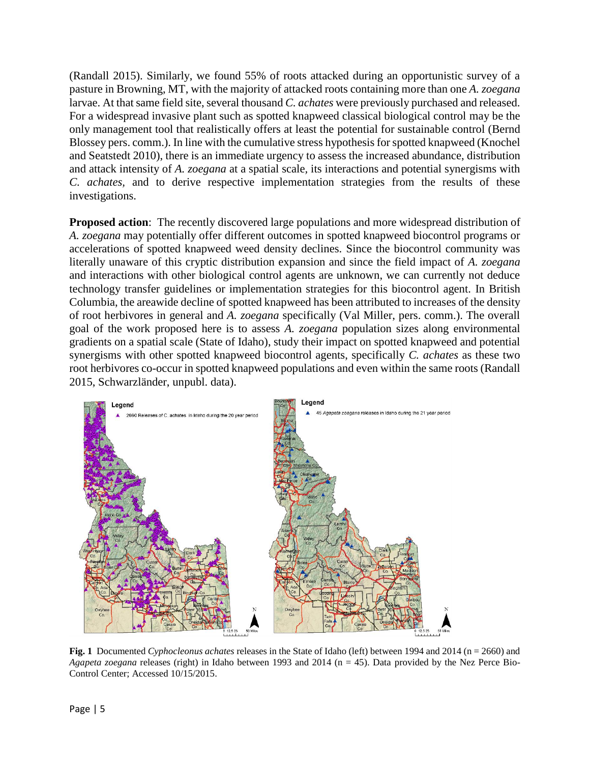(Randall 2015). Similarly, we found 55% of roots attacked during an opportunistic survey of a pasture in Browning, MT, with the majority of attacked roots containing more than one *A. zoegana* larvae. At that same field site, several thousand *C. achates* were previously purchased and released. For a widespread invasive plant such as spotted knapweed classical biological control may be the only management tool that realistically offers at least the potential for sustainable control (Bernd Blossey pers. comm.). In line with the cumulative stress hypothesis for spotted knapweed (Knochel and Seatstedt 2010), there is an immediate urgency to assess the increased abundance, distribution and attack intensity of *A. zoegana* at a spatial scale, its interactions and potential synergisms with *C. achates*, and to derive respective implementation strategies from the results of these investigations.

**Proposed action**: The recently discovered large populations and more widespread distribution of *A. zoegana* may potentially offer different outcomes in spotted knapweed biocontrol programs or accelerations of spotted knapweed weed density declines. Since the biocontrol community was literally unaware of this cryptic distribution expansion and since the field impact of *A. zoegana* and interactions with other biological control agents are unknown, we can currently not deduce technology transfer guidelines or implementation strategies for this biocontrol agent. In British Columbia, the areawide decline of spotted knapweed has been attributed to increases of the density of root herbivores in general and *A. zoegana* specifically (Val Miller, pers. comm.). The overall goal of the work proposed here is to assess *A. zoegana* population sizes along environmental gradients on a spatial scale (State of Idaho), study their impact on spotted knapweed and potential synergisms with other spotted knapweed biocontrol agents, specifically *C. achates* as these two root herbivores co-occur in spotted knapweed populations and even within the same roots (Randall 2015, Schwarzländer, unpubl. data).

**Fig. 1** Documented *Cyphocleonus achates* releases in the State of Idaho (left) between 1994 and 2014 (n = 2660) and *Agapeta zoegana* releases (right) in Idaho between 1993 and 2014 (n = 45). Data provided by the Nez Perce Bio-Control Center; Accessed 10/15/2015.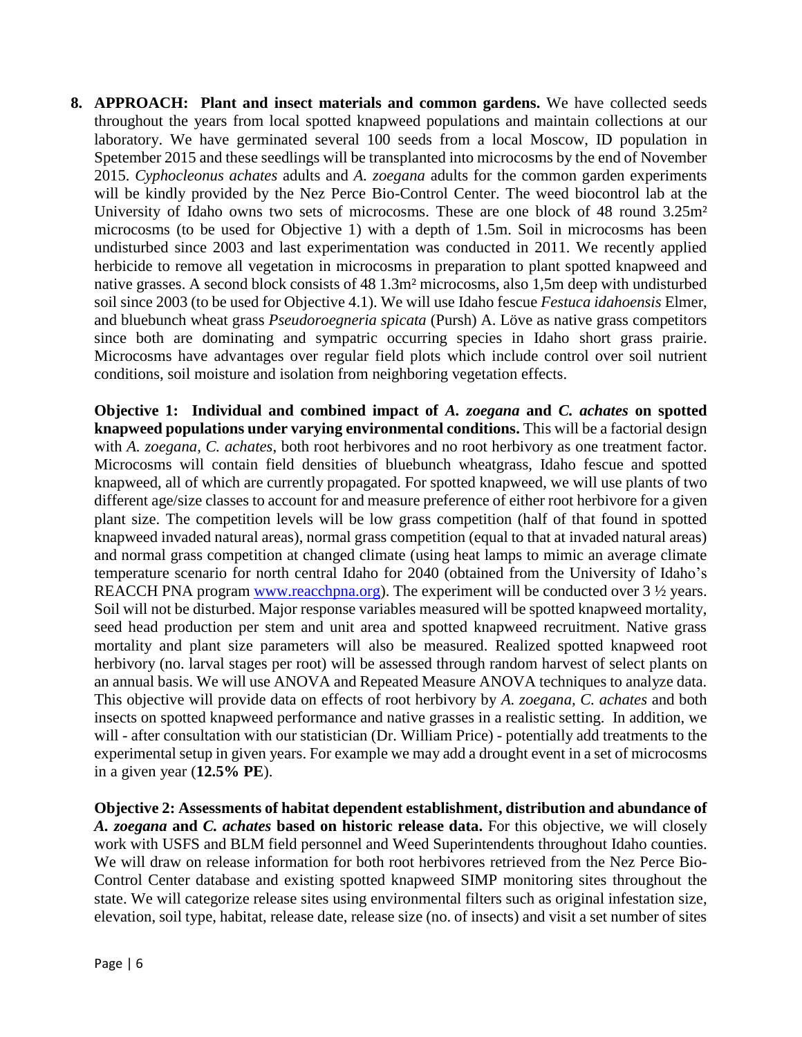8. **APPROACH: Plant and insect materials and common gardens.** We have collected seeds throughout the years from local spotted knapweed populations and maintain collections at our laboratory. We have germinated several 100 seeds from a local Moscow, ID population in Spetember 2015 and these seedlings will be transplanted into microcosms by the end of November 2015. *Cyphocleonus achates* adults and *A. zoegana* adults for the common garden experiments will be kindly provided by the Nez Perce Bio-Control Center. The weed biocontrol lab at the University of Idaho owns two sets of microcosms. These are one block of 48 round 3.25m² microcosms (to be used for Objective 1) with a depth of 1.5m. Soil in microcosms has been undisturbed since 2003 and last experimentation was conducted in 2011. We recently applied herbicide to remove all vegetation in microcosms in preparation to plant spotted knapweed and native grasses. A second block consists of 48 1.3m² microcosms, also 1,5m deep with undisturbed soil since 2003 (to be used for Objective 4.1). We will use Idaho fescue *Festuca idahoensis* Elmer, and bluebunch wheat grass *Pseudoroegneria spicata* (Pursh) A. Löve as native grass competitors since both are dominating and sympatric occurring species in Idaho short grass prairie. Microcosms have advantages over regular field plots which include control over soil nutrient conditions, soil moisture and isolation from neighboring vegetation effects.

   **Objective 1: Individual and combined impact of *A. zoegana* and *C. achates* on spotted knapweed populations under varying environmental conditions.** This will be a factorial design with *A. zoegana, C. achates*, both root herbivores and no root herbivory as one treatment factor. Microcosms will contain field densities of bluebunch wheatgrass, Idaho fescue and spotted knapweed, all of which are currently propagated. For spotted knapweed, we will use plants of two different age/size classes to account for and measure preference of either root herbivore for a given plant size. The competition levels will be low grass competition (half of that found in spotted knapweed invaded natural areas), normal grass competition (equal to that at invaded natural areas) and normal grass competition at changed climate (using heat lamps to mimic an average climate temperature scenario for north central Idaho for 2040 (obtained from the University of Idaho's REACCH PNA program [www.reacchpna.org](http://www.reacchpna.org)). The experiment will be conducted over 3 ½ years. Soil will not be disturbed. Major response variables measured will be spotted knapweed mortality, seed head production per stem and unit area and spotted knapweed recruitment. Native grass mortality and plant size parameters will also be measured. Realized spotted knapweed root herbivory (no. larval stages per root) will be assessed through random harvest of select plants on an annual basis. We will use ANOVA and Repeated Measure ANOVA techniques to analyze data. This objective will provide data on effects of root herbivory by *A. zoegana, C. achates* and both insects on spotted knapweed performance and native grasses in a realistic setting. In addition, we will - after consultation with our statistician (Dr. William Price) - potentially add treatments to the experimental setup in given years. For example we may add a drought event in a set of microcosms in a given year (**12.5% PE**).

   **Objective 2: Assessments of habitat dependent establishment, distribution and abundance of *A. zoegana* and *C. achates* based on historic release data.** For this objective, we will closely work with USFS and BLM field personnel and Weed Superintendents throughout Idaho counties. We will draw on release information for both root herbivores retrieved from the Nez Perce Bio-Control Center database and existing spotted knapweed SIMP monitoring sites throughout the state. We will categorize release sites using environmental filters such as original infestation size, elevation, soil type, habitat, release date, release size (no. of insects) and visit a set number of sites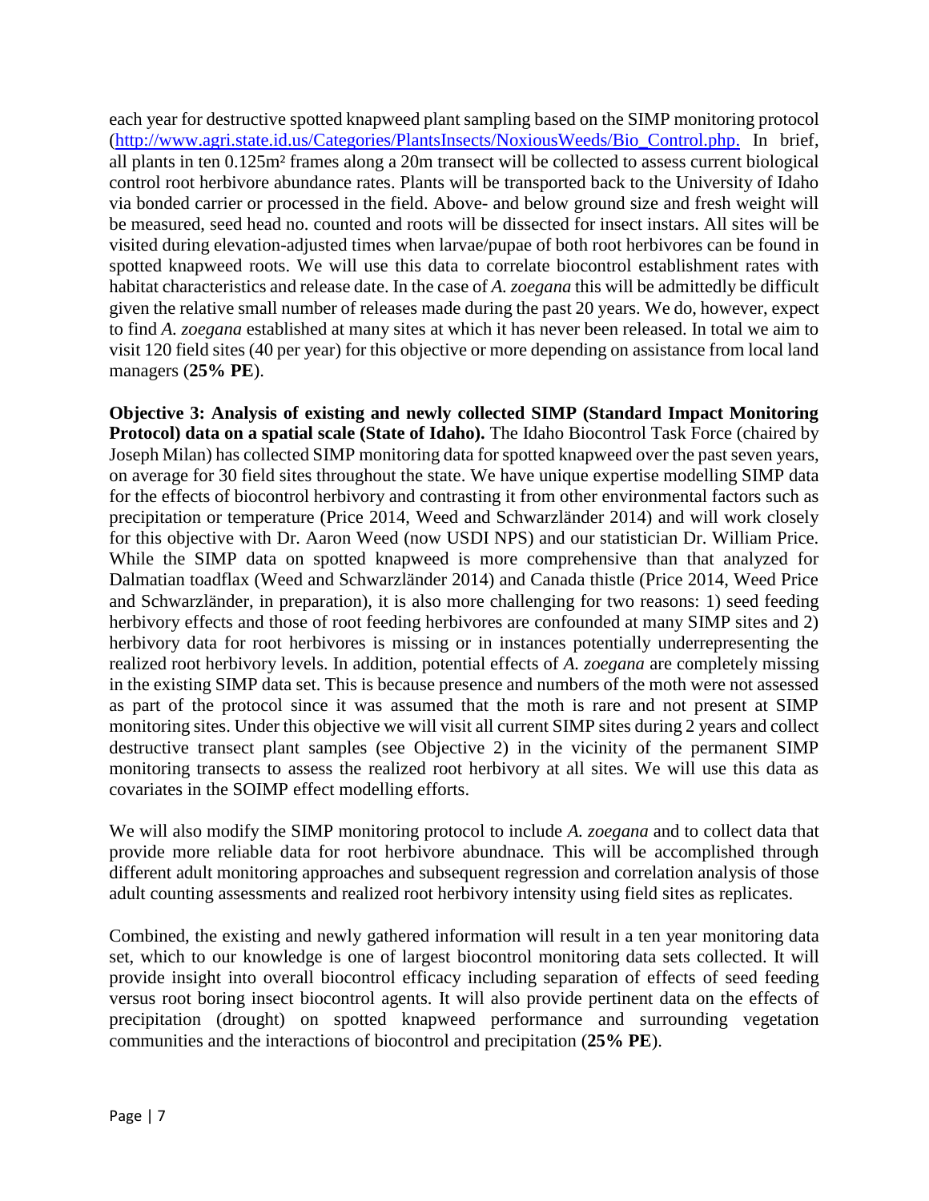each year for destructive spotted knapweed plant sampling based on the SIMP monitoring protocol (http://www.agri.state.id.us/Categories/PlantsInsects/NoxiousWeeds/Bio_Control.php. In brief, all plants in ten 0.125m² frames along a 20m transect will be collected to assess current biological control root herbivore abundance rates. Plants will be transported back to the University of Idaho via bonded carrier or processed in the field. Above- and below ground size and fresh weight will be measured, seed head no. counted and roots will be dissected for insect instars. All sites will be visited during elevation-adjusted times when larvae/pupae of both root herbivores can be found in spotted knapweed roots. We will use this data to correlate biocontrol establishment rates with habitat characteristics and release date. In the case of *A. zoegana* this will be admittedly be difficult given the relative small number of releases made during the past 20 years. We do, however, expect to find *A. zoegana* established at many sites at which it has never been released. In total we aim to visit 120 field sites (40 per year) for this objective or more depending on assistance from local land managers (**25% PE**).

**Objective 3: Analysis of existing and newly collected SIMP (Standard Impact Monitoring Protocol) data on a spatial scale (State of Idaho).** The Idaho Biocontrol Task Force (chaired by Joseph Milan) has collected SIMP monitoring data for spotted knapweed over the past seven years, on average for 30 field sites throughout the state. We have unique expertise modelling SIMP data for the effects of biocontrol herbivory and contrasting it from other environmental factors such as precipitation or temperature (Price 2014, Weed and Schwarzländer 2014) and will work closely for this objective with Dr. Aaron Weed (now USDI NPS) and our statistician Dr. William Price. While the SIMP data on spotted knapweed is more comprehensive than that analyzed for Dalmatian toadflax (Weed and Schwarzländer 2014) and Canada thistle (Price 2014, Weed Price and Schwarzländer, in preparation), it is also more challenging for two reasons: 1) seed feeding herbivory effects and those of root feeding herbivores are confounded at many SIMP sites and 2) herbivory data for root herbivores is missing or in instances potentially underrepresenting the realized root herbivory levels. In addition, potential effects of *A. zoegana* are completely missing in the existing SIMP data set. This is because presence and numbers of the moth were not assessed as part of the protocol since it was assumed that the moth is rare and not present at SIMP monitoring sites. Under this objective we will visit all current SIMP sites during 2 years and collect destructive transect plant samples (see Objective 2) in the vicinity of the permanent SIMP monitoring transects to assess the realized root herbivory at all sites. We will use this data as covariates in the SOIMP effect modelling efforts.

We will also modify the SIMP monitoring protocol to include *A. zoegana* and to collect data that provide more reliable data for root herbivore abundnace. This will be accomplished through different adult monitoring approaches and subsequent regression and correlation analysis of those adult counting assessments and realized root herbivory intensity using field sites as replicates.

Combined, the existing and newly gathered information will result in a ten year monitoring data set, which to our knowledge is one of largest biocontrol monitoring data sets collected. It will provide insight into overall biocontrol efficacy including separation of effects of seed feeding versus root boring insect biocontrol agents. It will also provide pertinent data on the effects of precipitation (drought) on spotted knapweed performance and surrounding vegetation communities and the interactions of biocontrol and precipitation (**25% PE**).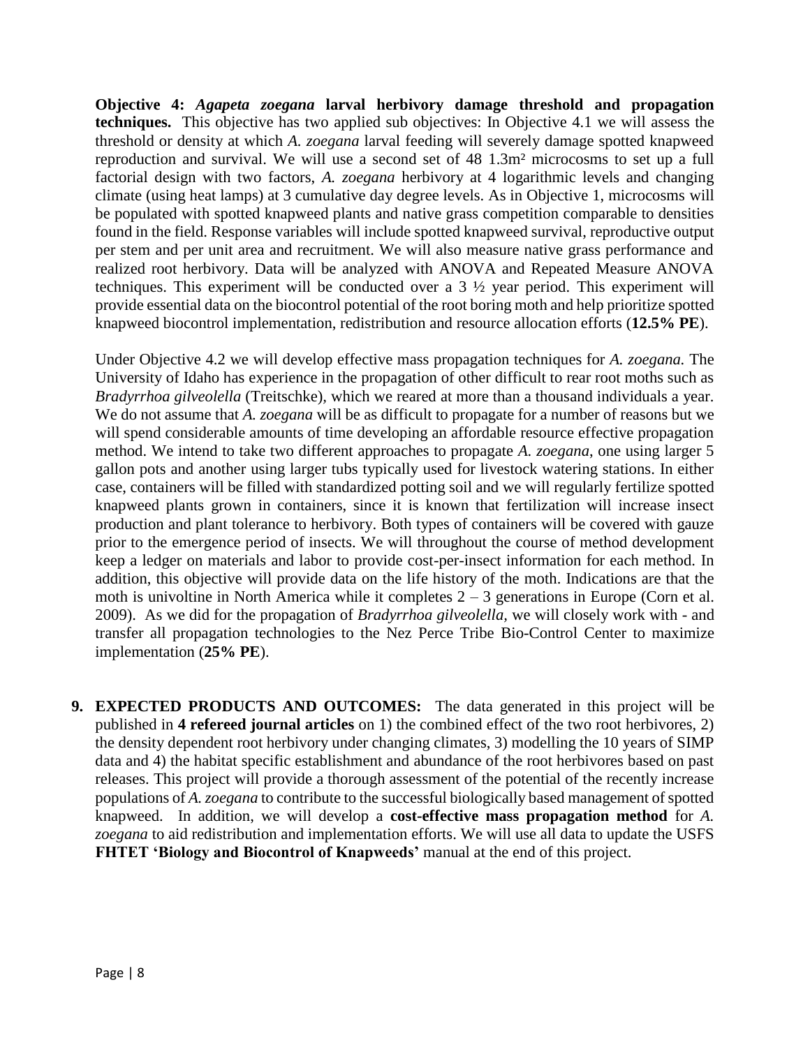**Objective 4: *Agapeta zoegana* larval herbivory damage threshold and propagation techniques.** This objective has two applied sub objectives: In Objective 4.1 we will assess the threshold or density at which *A. zoegana* larval feeding will severely damage spotted knapweed reproduction and survival. We will use a second set of 48 1.3m² microcosms to set up a full factorial design with two factors, *A. zoegana* herbivory at 4 logarithmic levels and changing climate (using heat lamps) at 3 cumulative day degree levels. As in Objective 1, microcosms will be populated with spotted knapweed plants and native grass competition comparable to densities found in the field. Response variables will include spotted knapweed survival, reproductive output per stem and per unit area and recruitment. We will also measure native grass performance and realized root herbivory. Data will be analyzed with ANOVA and Repeated Measure ANOVA techniques. This experiment will be conducted over a 3 ½ year period. This experiment will provide essential data on the biocontrol potential of the root boring moth and help prioritize spotted knapweed biocontrol implementation, redistribution and resource allocation efforts (**12.5% PE**).

Under Objective 4.2 we will develop effective mass propagation techniques for *A. zoegana.* The University of Idaho has experience in the propagation of other difficult to rear root moths such as *Bradyrrhoa gilveolella* (Treitschke), which we reared at more than a thousand individuals a year. We do not assume that *A. zoegana* will be as difficult to propagate for a number of reasons but we will spend considerable amounts of time developing an affordable resource effective propagation method. We intend to take two different approaches to propagate *A. zoegana*, one using larger 5 gallon pots and another using larger tubs typically used for livestock watering stations. In either case, containers will be filled with standardized potting soil and we will regularly fertilize spotted knapweed plants grown in containers, since it is known that fertilization will increase insect production and plant tolerance to herbivory. Both types of containers will be covered with gauze prior to the emergence period of insects. We will throughout the course of method development keep a ledger on materials and labor to provide cost-per-insect information for each method. In addition, this objective will provide data on the life history of the moth. Indications are that the moth is univoltine in North America while it completes 2 – 3 generations in Europe (Corn et al. 2009). As we did for the propagation of *Bradyrrhoa gilveolella,* we will closely work with - and transfer all propagation technologies to the Nez Perce Tribe Bio-Control Center to maximize implementation (**25% PE**).

**9. EXPECTED PRODUCTS AND OUTCOMES:** The data generated in this project will be published in **4 refereed journal articles** on 1) the combined effect of the two root herbivores, 2) the density dependent root herbivory under changing climates, 3) modelling the 10 years of SIMP data and 4) the habitat specific establishment and abundance of the root herbivores based on past releases. This project will provide a thorough assessment of the potential of the recently increase populations of *A. zoegana* to contribute to the successful biologically based management of spotted knapweed. In addition, we will develop a **cost-effective mass propagation method** for *A. zoegana* to aid redistribution and implementation efforts. We will use all data to update the USFS **FHTET 'Biology and Biocontrol of Knapweeds'** manual at the end of this project.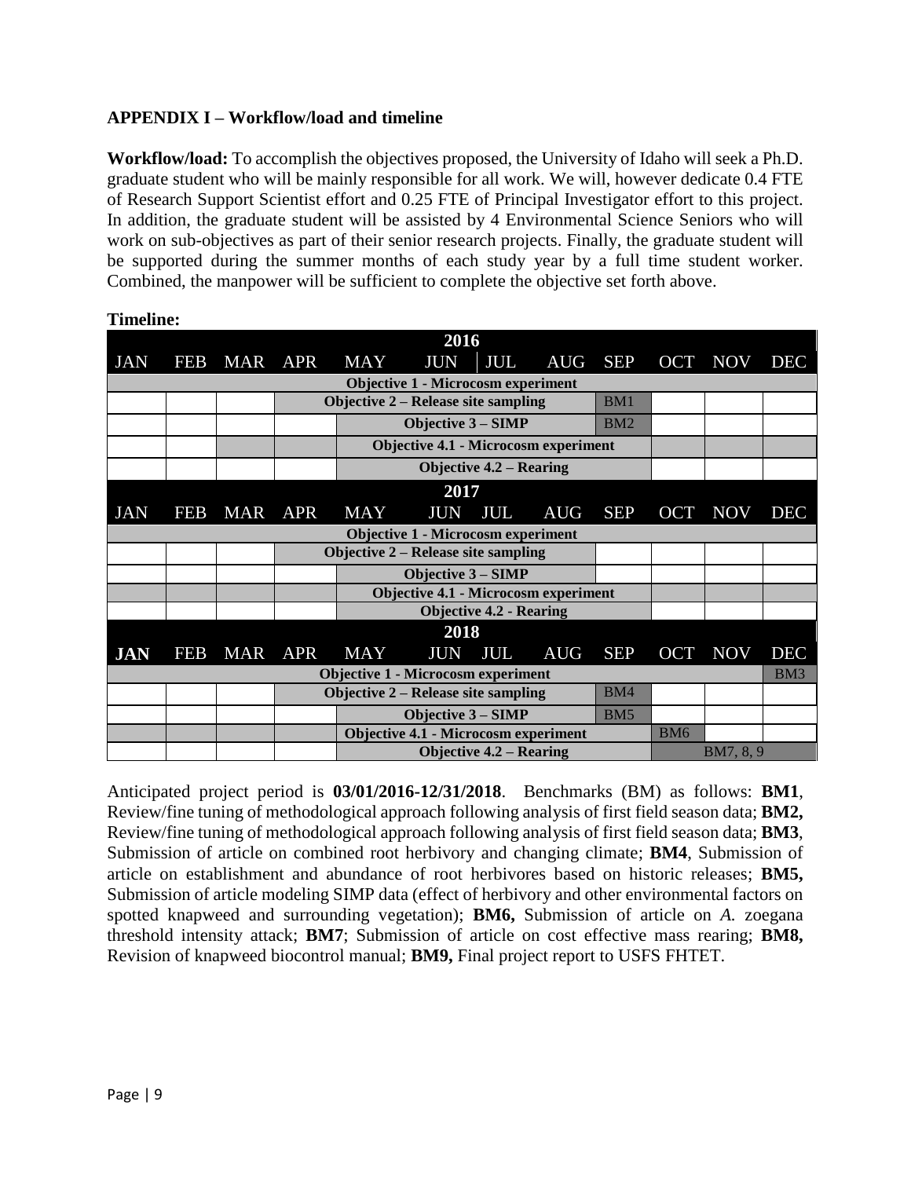**APPENDIX I – Workflow/load and timeline**

**Workflow/load:** To accomplish the objectives proposed, the University of Idaho will seek a Ph.D. graduate student who will be mainly responsible for all work. We will, however dedicate 0.4 FTE of Research Support Scientist effort and 0.25 FTE of Principal Investigator effort to this project. In addition, the graduate student will be assisted by 4 Environmental Science Seniors who will work on sub-objectives as part of their senior research projects. Finally, the graduate student will be supported during the summer months of each study year by a full time student worker. Combined, the manpower will be sufficient to complete the objective set forth above.

**Timeline:**

| 2016 | | | | | | | | | | | |
|---|---|---|---|---|---|---|---|---|---|---|---|
| JAN | FEB | MAR | APR | MAY | JUN | JUL | AUG | SEP | OCT | NOV | DEC |
| Objective 1 - Microcosm experiment | | | | | | | | | | | |
| | | | Objective 2 – Release site sampling | | | | | BM1 | | | |
| | | | | Objective 3 – SIMP | | | | BM2 | | | |
| | | | | Objective 4.1 - Microcosm experiment | | | | | | | |
| | | | | Objective 4.2 – Rearing | | | | | | | |
| **2017** | | | | | | | | | | | |
| JAN | FEB | MAR | APR | MAY | JUN | JUL | AUG | SEP | OCT | NOV | DEC |
| Objective 1 - Microcosm experiment | | | | | | | | | | | |
| | | | Objective 2 – Release site sampling | | | | | | | | |
| | | | | Objective 3 – SIMP | | | | | | | |
| | | | | Objective 4.1 - Microcosm experiment | | | | | | | |
| | | | | Objective 4.2 - Rearing | | | | | | | |
| **2018** | | | | | | | | | | | |
| JAN | FEB | MAR | APR | MAY | JUN | JUL | AUG | SEP | OCT | NOV | DEC |
| Objective 1 - Microcosm experiment | | | | | | | | | | | BM3 |
| | | | Objective 2 – Release site sampling | | | | | BM4 | | | |
| | | | | Objective 3 – SIMP | | | | BM5 | | | |
| | | | | Objective 4.1 - Microcosm experiment | | | | | BM6 | | |
| | | | | Objective 4.2 – Rearing | | | | | BM7, 8, 9 | | |

Anticipated project period is **03/01/2016-12/31/2018**. Benchmarks (BM) as follows: **BM1**, Review/fine tuning of methodological approach following analysis of first field season data; **BM2,** Review/fine tuning of methodological approach following analysis of first field season data; **BM3**, Submission of article on combined root herbivory and changing climate; **BM4**, Submission of article on establishment and abundance of root herbivores based on historic releases; **BM5,** Submission of article modeling SIMP data (effect of herbivory and other environmental factors on spotted knapweed and surrounding vegetation); **BM6,** Submission of article on *A.* zoegana threshold intensity attack; **BM7**; Submission of article on cost effective mass rearing; **BM8,** Revision of knapweed biocontrol manual; **BM9,** Final project report to USFS FHTET.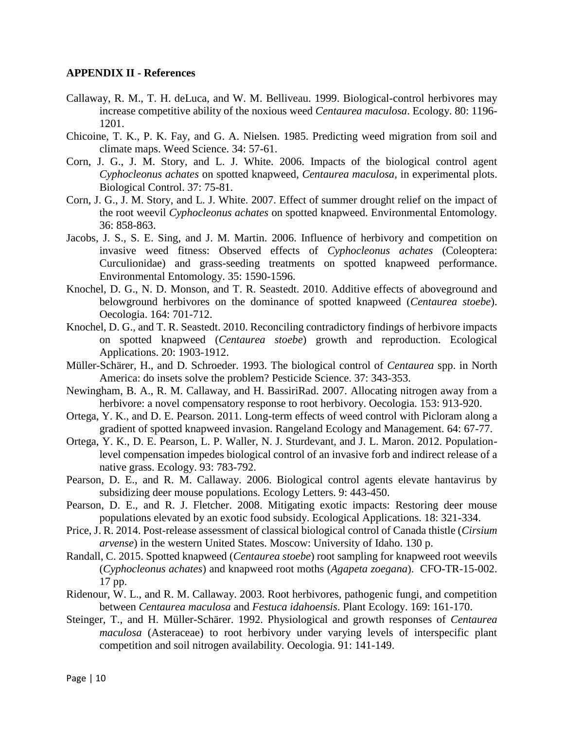**APPENDIX II - References**

Callaway, R. M., T. H. deLuca, and W. M. Belliveau. 1999. Biological-control herbivores may increase competitive ability of the noxious weed *Centaurea maculosa*. Ecology. 80: 1196-1201.

Chicoine, T. K., P. K. Fay, and G. A. Nielsen. 1985. Predicting weed migration from soil and climate maps. Weed Science. 34: 57-61.

Corn, J. G., J. M. Story, and L. J. White. 2006. Impacts of the biological control agent *Cyphocleonus achates* on spotted knapweed, *Centaurea maculosa*, in experimental plots. Biological Control. 37: 75-81.

Corn, J. G., J. M. Story, and L. J. White. 2007. Effect of summer drought relief on the impact of the root weevil *Cyphocleonus achates* on spotted knapweed. Environmental Entomology. 36: 858-863.

Jacobs, J. S., S. E. Sing, and J. M. Martin. 2006. Influence of herbivory and competition on invasive weed fitness: Observed effects of *Cyphocleonus achates* (Coleoptera: Curculionidae) and grass-seeding treatments on spotted knapweed performance. Environmental Entomology. 35: 1590-1596.

Knochel, D. G., N. D. Monson, and T. R. Seastedt. 2010. Additive effects of aboveground and belowground herbivores on the dominance of spotted knapweed (*Centaurea stoebe*). Oecologia. 164: 701-712.

Knochel, D. G., and T. R. Seastedt. 2010. Reconciling contradictory findings of herbivore impacts on spotted knapweed (*Centaurea stoebe*) growth and reproduction. Ecological Applications. 20: 1903-1912.

Müller-Schärer, H., and D. Schroeder. 1993. The biological control of *Centaurea* spp. in North America: do insets solve the problem? Pesticide Science. 37: 343-353.

Newingham, B. A., R. M. Callaway, and H. BassiriRad. 2007. Allocating nitrogen away from a herbivore: a novel compensatory response to root herbivory. Oecologia. 153: 913-920.

Ortega, Y. K., and D. E. Pearson. 2011. Long-term effects of weed control with Picloram along a gradient of spotted knapweed invasion. Rangeland Ecology and Management. 64: 67-77.

Ortega, Y. K., D. E. Pearson, L. P. Waller, N. J. Sturdevant, and J. L. Maron. 2012. Population-level compensation impedes biological control of an invasive forb and indirect release of a native grass. Ecology. 93: 783-792.

Pearson, D. E., and R. M. Callaway. 2006. Biological control agents elevate hantavirus by subsidizing deer mouse populations. Ecology Letters. 9: 443-450.

Pearson, D. E., and R. J. Fletcher. 2008. Mitigating exotic impacts: Restoring deer mouse populations elevated by an exotic food subsidy. Ecological Applications. 18: 321-334.

Price, J. R. 2014. Post-release assessment of classical biological control of Canada thistle (*Cirsium arvense*) in the western United States. Moscow: University of Idaho. 130 p.

Randall, C. 2015. Spotted knapweed (*Centaurea stoebe*) root sampling for knapweed root weevils (*Cyphocleonus achates*) and knapweed root moths (*Agapeta zoegana*). CFO-TR-15-002. 17 pp.

Ridenour, W. L., and R. M. Callaway. 2003. Root herbivores, pathogenic fungi, and competition between *Centaurea maculosa* and *Festuca idahoensis*. Plant Ecology. 169: 161-170.

Steinger, T., and H. Müller-Schärer. 1992. Physiological and growth responses of *Centaurea maculosa* (Asteraceae) to root herbivory under varying levels of interspecific plant competition and soil nitrogen availability. Oecologia. 91: 141-149.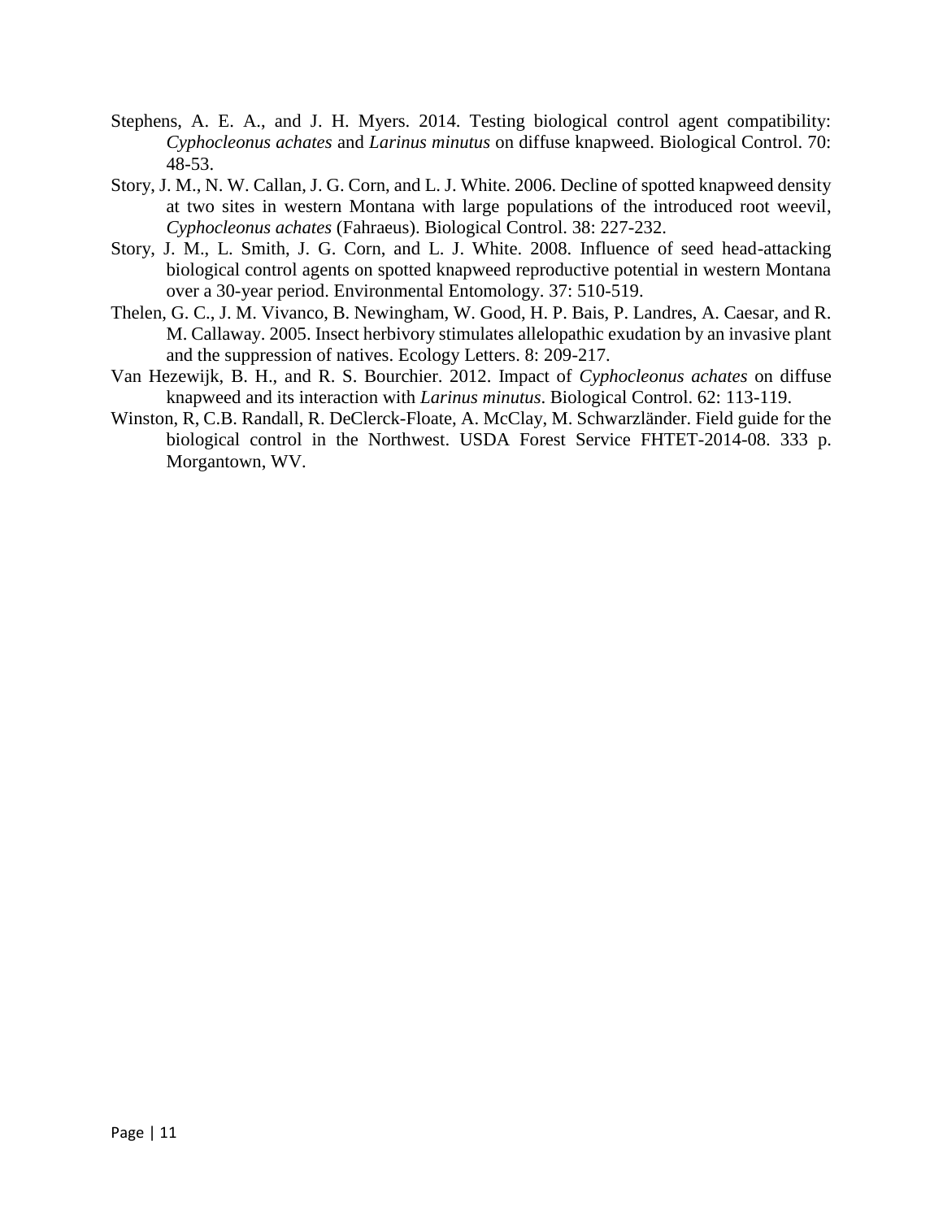Stephens, A. E. A., and J. H. Myers. 2014. Testing biological control agent compatibility: *Cyphocleonus achates* and *Larinus minutus* on diffuse knapweed. Biological Control. 70: 48-53.

Story, J. M., N. W. Callan, J. G. Corn, and L. J. White. 2006. Decline of spotted knapweed density at two sites in western Montana with large populations of the introduced root weevil, *Cyphocleonus achates* (Fahraeus). Biological Control. 38: 227-232.

Story, J. M., L. Smith, J. G. Corn, and L. J. White. 2008. Influence of seed head-attacking biological control agents on spotted knapweed reproductive potential in western Montana over a 30-year period. Environmental Entomology. 37: 510-519.

Thelen, G. C., J. M. Vivanco, B. Newingham, W. Good, H. P. Bais, P. Landres, A. Caesar, and R. M. Callaway. 2005. Insect herbivory stimulates allelopathic exudation by an invasive plant and the suppression of natives. Ecology Letters. 8: 209-217.

Van Hezewijk, B. H., and R. S. Bourchier. 2012. Impact of *Cyphocleonus achates* on diffuse knapweed and its interaction with *Larinus minutus*. Biological Control. 62: 113-119.

Winston, R, C.B. Randall, R. DeClerck-Floate, A. McClay, M. Schwarzländer. Field guide for the biological control in the Northwest. USDA Forest Service FHTET-2014-08. 333 p. Morgantown, WV.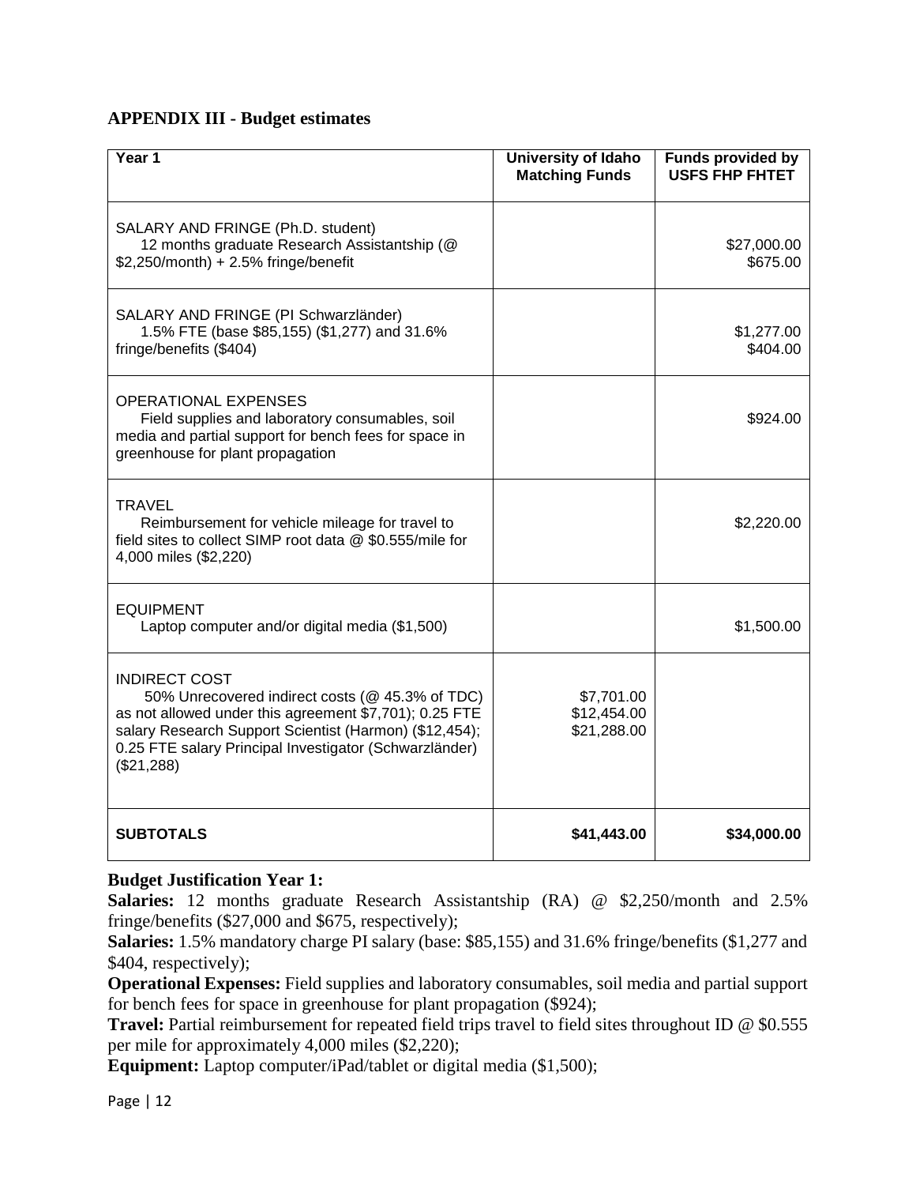## APPENDIX III - Budget estimates

| Year 1 | University of Idaho Matching Funds | Funds provided by USFS FHP FHTET |
|---|---|---|
| SALARY AND FRINGE (Ph.D. student)<br>12 months graduate Research Assistantship (@ $2,250/month) + 2.5% fringe/benefit | | $27,000.00<br>$675.00 |
| SALARY AND FRINGE (PI Schwarzländer)<br>1.5% FTE (base $85,155) ($1,277) and 31.6% fringe/benefits ($404) | | $1,277.00<br>$404.00 |
| OPERATIONAL EXPENSES<br>Field supplies and laboratory consumables, soil media and partial support for bench fees for space in greenhouse for plant propagation | | $924.00 |
| TRAVEL<br>Reimbursement for vehicle mileage for travel to field sites to collect SIMP root data @ $0.555/mile for 4,000 miles ($2,220) | | $2,220.00 |
| EQUIPMENT<br>Laptop computer and/or digital media ($1,500) | | $1,500.00 |
| INDIRECT COST<br>50% Unrecovered indirect costs (@ 45.3% of TDC) as not allowed under this agreement $7,701); 0.25 FTE salary Research Support Scientist (Harmon) ($12,454); 0.25 FTE salary Principal Investigator (Schwarzländer) ($21,288) | $7,701.00<br>$12,454.00<br>$21,288.00 | |
| **SUBTOTALS** | **$41,443.00** | **$34,000.00** |

**Budget Justification Year 1:**

**Salaries:** 12 months graduate Research Assistantship (RA) @ $2,250/month and 2.5% fringe/benefits ($27,000 and $675, respectively);

**Salaries:** 1.5% mandatory charge PI salary (base: $85,155) and 31.6% fringe/benefits ($1,277 and $404, respectively);

**Operational Expenses:** Field supplies and laboratory consumables, soil media and partial support for bench fees for space in greenhouse for plant propagation ($924);

**Travel:** Partial reimbursement for repeated field trips travel to field sites throughout ID @ $0.555 per mile for approximately 4,000 miles ($2,220);

**Equipment:** Laptop computer/iPad/tablet or digital media ($1,500);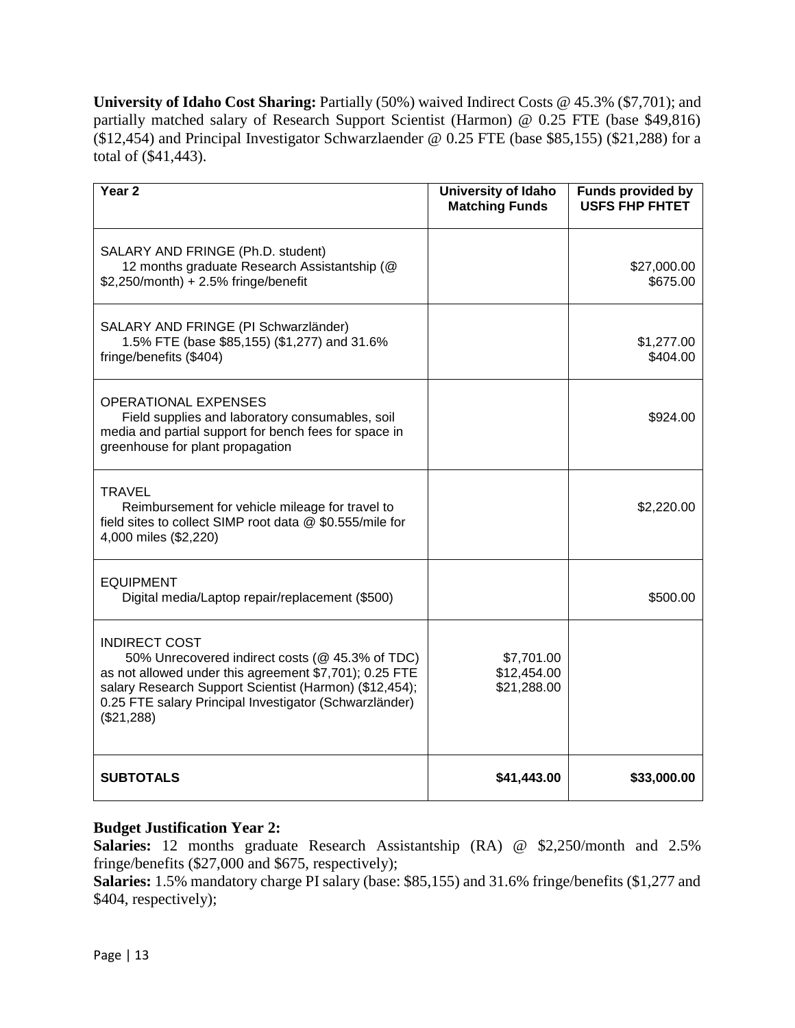**University of Idaho Cost Sharing:** Partially (50%) waived Indirect Costs @ 45.3% ($7,701); and partially matched salary of Research Support Scientist (Harmon) @ 0.25 FTE (base $49,816) ($12,454) and Principal Investigator Schwarzlaender @ 0.25 FTE (base $85,155) ($21,288) for a total of ($41,443).

| Year 2 | University of Idaho Matching Funds | Funds provided by USFS FHP FHTET |
|---|---|---|
| SALARY AND FRINGE (Ph.D. student)<br>12 months graduate Research Assistantship (@ $2,250/month) + 2.5% fringe/benefit | | $27,000.00<br>$675.00 |
| SALARY AND FRINGE (PI Schwarzländer)<br>1.5% FTE (base $85,155) ($1,277) and 31.6% fringe/benefits ($404) | | $1,277.00<br>$404.00 |
| OPERATIONAL EXPENSES<br>Field supplies and laboratory consumables, soil media and partial support for bench fees for space in greenhouse for plant propagation | | $924.00 |
| TRAVEL<br>Reimbursement for vehicle mileage for travel to field sites to collect SIMP root data @ $0.555/mile for 4,000 miles ($2,220) | | $2,220.00 |
| EQUIPMENT<br>Digital media/Laptop repair/replacement ($500) | | $500.00 |
| INDIRECT COST<br>50% Unrecovered indirect costs (@ 45.3% of TDC) as not allowed under this agreement $7,701); 0.25 FTE salary Research Support Scientist (Harmon) ($12,454); 0.25 FTE salary Principal Investigator (Schwarzländer) ($21,288) | $7,701.00<br>$12,454.00<br>$21,288.00 | |
| **SUBTOTALS** | **$41,443.00** | **$33,000.00** |

**Budget Justification Year 2:**

**Salaries:** 12 months graduate Research Assistantship (RA) @ $2,250/month and 2.5% fringe/benefits ($27,000 and $675, respectively);

**Salaries:** 1.5% mandatory charge PI salary (base: $85,155) and 31.6% fringe/benefits ($1,277 and $404, respectively);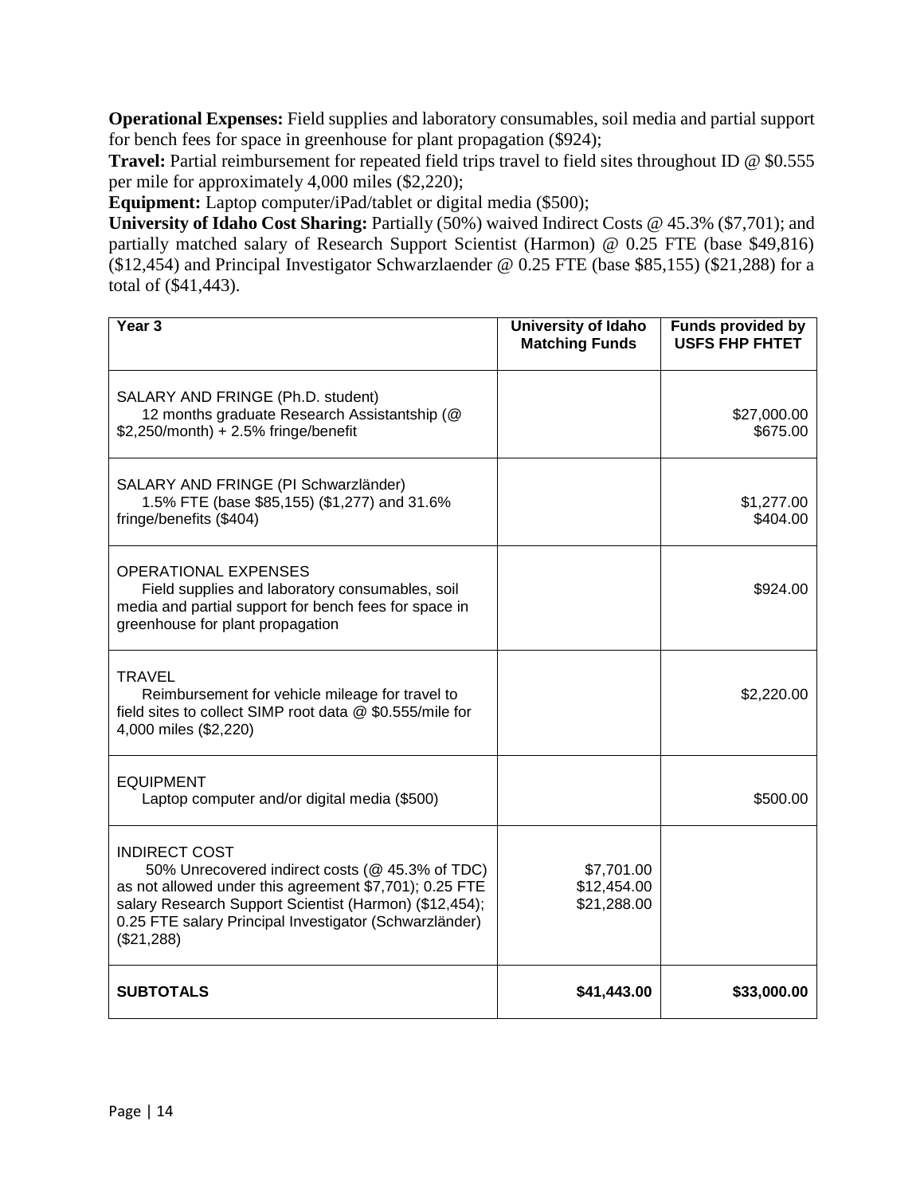**Operational Expenses:** Field supplies and laboratory consumables, soil media and partial support for bench fees for space in greenhouse for plant propagation ($924);

**Travel:** Partial reimbursement for repeated field trips travel to field sites throughout ID @ $0.555 per mile for approximately 4,000 miles ($2,220);

**Equipment:** Laptop computer/iPad/tablet or digital media ($500);

**University of Idaho Cost Sharing:** Partially (50%) waived Indirect Costs @ 45.3% ($7,701); and partially matched salary of Research Support Scientist (Harmon) @ 0.25 FTE (base $49,816) ($12,454) and Principal Investigator Schwarzlaender @ 0.25 FTE (base $85,155) ($21,288) for a total of ($41,443).

| Year 3 | University of Idaho Matching Funds | Funds provided by USFS FHP FHTET |
|---|---|---|
| SALARY AND FRINGE (Ph.D. student)<br>12 months graduate Research Assistantship (@ $2,250/month) + 2.5% fringe/benefit | | $27,000.00<br>$675.00 |
| SALARY AND FRINGE (PI Schwarzländer)<br>1.5% FTE (base $85,155) ($1,277) and 31.6% fringe/benefits ($404) | | $1,277.00<br>$404.00 |
| OPERATIONAL EXPENSES<br>Field supplies and laboratory consumables, soil media and partial support for bench fees for space in greenhouse for plant propagation | | $924.00 |
| TRAVEL<br>Reimbursement for vehicle mileage for travel to field sites to collect SIMP root data @ $0.555/mile for 4,000 miles ($2,220) | | $2,220.00 |
| EQUIPMENT<br>Laptop computer and/or digital media ($500) | | $500.00 |
| INDIRECT COST<br>50% Unrecovered indirect costs (@ 45.3% of TDC) as not allowed under this agreement $7,701); 0.25 FTE salary Research Support Scientist (Harmon) ($12,454); 0.25 FTE salary Principal Investigator (Schwarzländer) ($21,288) | $7,701.00<br>$12,454.00<br>$21,288.00 | |
| **SUBTOTALS** | **$41,443.00** | **$33,000.00** |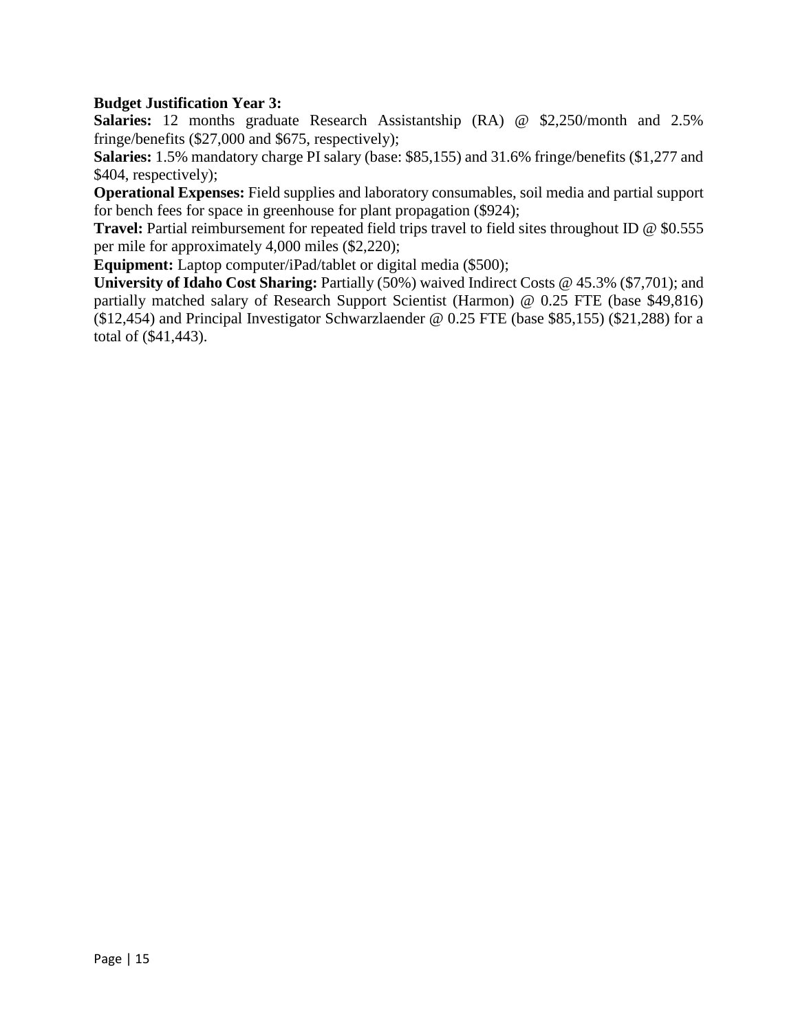**Budget Justification Year 3:**

**Salaries:** 12 months graduate Research Assistantship (RA) @ $2,250/month and 2.5% fringe/benefits ($27,000 and $675, respectively);

**Salaries:** 1.5% mandatory charge PI salary (base: $85,155) and 31.6% fringe/benefits ($1,277 and $404, respectively);

**Operational Expenses:** Field supplies and laboratory consumables, soil media and partial support for bench fees for space in greenhouse for plant propagation ($924);

**Travel:** Partial reimbursement for repeated field trips travel to field sites throughout ID @ $0.555 per mile for approximately 4,000 miles ($2,220);

**Equipment:** Laptop computer/iPad/tablet or digital media ($500);

**University of Idaho Cost Sharing:** Partially (50%) waived Indirect Costs @ 45.3% ($7,701); and partially matched salary of Research Support Scientist (Harmon) @ 0.25 FTE (base $49,816) ($12,454) and Principal Investigator Schwarzlaender @ 0.25 FTE (base $85,155) ($21,288) for a total of ($41,443).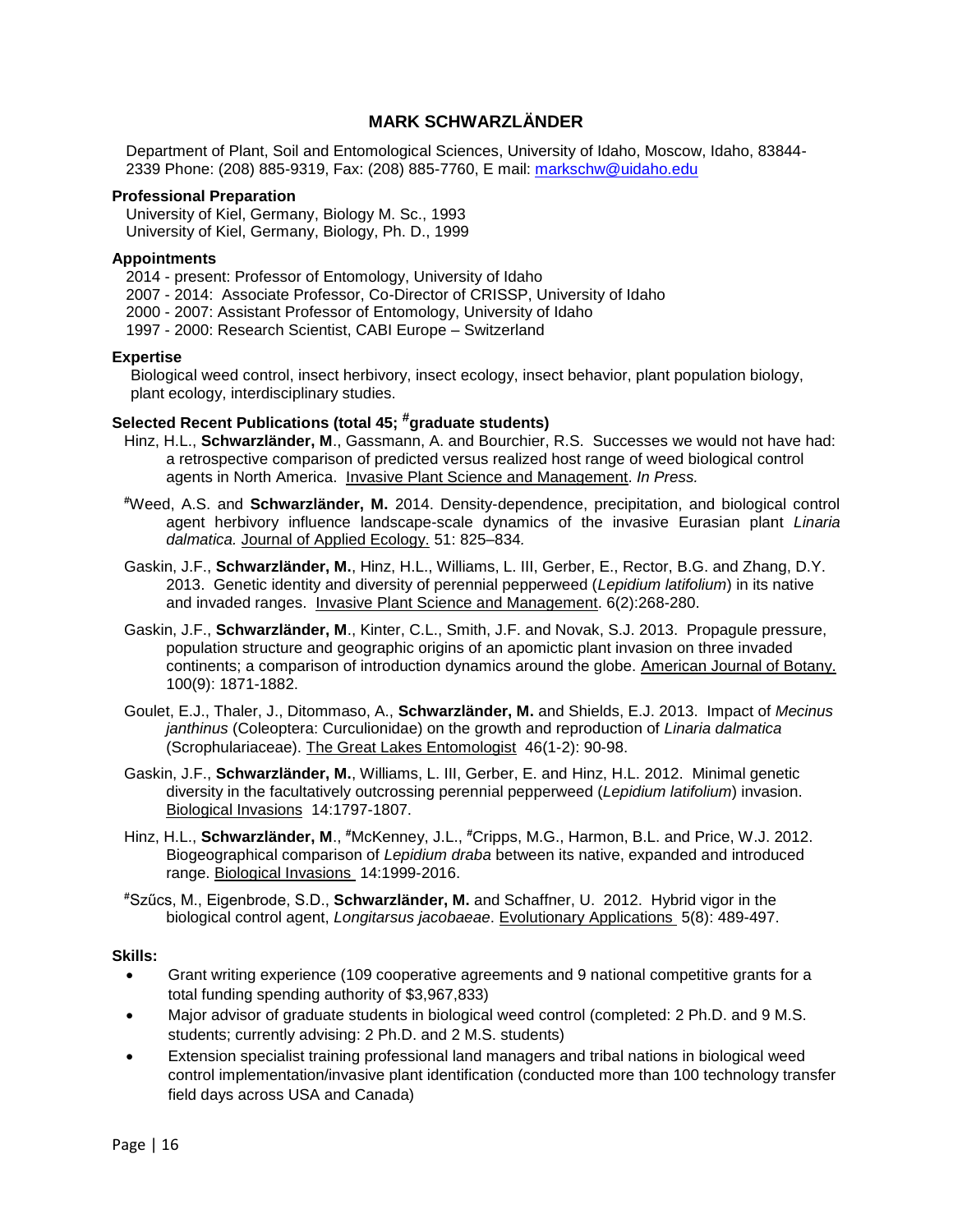# MARK SCHWARZLÄNDER

Department of Plant, Soil and Entomological Sciences, University of Idaho, Moscow, Idaho, 83844-2339 Phone: (208) 885-9319, Fax: (208) 885-7760, E mail: markschw@uidaho.edu

**Professional Preparation**

University of Kiel, Germany, Biology M. Sc., 1993
University of Kiel, Germany, Biology, Ph. D., 1999

**Appointments**

2014 - present: Professor of Entomology, University of Idaho
2007 - 2014: Associate Professor, Co-Director of CRISSP, University of Idaho
2000 - 2007: Assistant Professor of Entomology, University of Idaho
1997 - 2000: Research Scientist, CABI Europe – Switzerland

**Expertise**

Biological weed control, insect herbivory, insect ecology, insect behavior, plant population biology, plant ecology, interdisciplinary studies.

**Selected Recent Publications (total 45; #graduate students)**

Hinz, H.L., **Schwarzländer, M**., Gassmann, A. and Bourchier, R.S. Successes we would not have had: a retrospective comparison of predicted versus realized host range of weed biological control agents in North America. Invasive Plant Science and Management. *In Press.*

#Weed, A.S. and **Schwarzländer, M.** 2014. Density-dependence, precipitation, and biological control agent herbivory influence landscape-scale dynamics of the invasive Eurasian plant *Linaria dalmatica.* Journal of Applied Ecology. 51: 825–834*.*

Gaskin, J.F., **Schwarzländer, M.**, Hinz, H.L., Williams, L. III, Gerber, E., Rector, B.G. and Zhang, D.Y. 2013. Genetic identity and diversity of perennial pepperweed (*Lepidium latifolium*) in its native and invaded ranges. Invasive Plant Science and Management. 6(2):268-280.

Gaskin, J.F., **Schwarzländer, M**., Kinter, C.L., Smith, J.F. and Novak, S.J. 2013. Propagule pressure, population structure and geographic origins of an apomictic plant invasion on three invaded continents; a comparison of introduction dynamics around the globe. American Journal of Botany. 100(9): 1871-1882.

Goulet, E.J., Thaler, J., Ditommaso, A., **Schwarzländer, M.** and Shields, E.J. 2013. Impact of *Mecinus janthinus* (Coleoptera: Curculionidae) on the growth and reproduction of *Linaria dalmatica* (Scrophulariaceae). The Great Lakes Entomologist 46(1-2): 90-98.

Gaskin, J.F., **Schwarzländer, M.**, Williams, L. III, Gerber, E. and Hinz, H.L. 2012. Minimal genetic diversity in the facultatively outcrossing perennial pepperweed (*Lepidium latifolium*) invasion. Biological Invasions 14:1797-1807.

Hinz, H.L., **Schwarzländer, M**., #McKenney, J.L., #Cripps, M.G., Harmon, B.L. and Price, W.J. 2012. Biogeographical comparison of *Lepidium draba* between its native, expanded and introduced range. Biological Invasions 14:1999-2016.

#Szűcs, M., Eigenbrode, S.D., **Schwarzländer, M.** and Schaffner, U. 2012. Hybrid vigor in the biological control agent, *Longitarsus jacobaeae*. Evolutionary Applications 5(8): 489-497.

**Skills:**

- Grant writing experience (109 cooperative agreements and 9 national competitive grants for a total funding spending authority of $3,967,833)
- Major advisor of graduate students in biological weed control (completed: 2 Ph.D. and 9 M.S. students; currently advising: 2 Ph.D. and 2 M.S. students)
- Extension specialist training professional land managers and tribal nations in biological weed control implementation/invasive plant identification (conducted more than 100 technology transfer field days across USA and Canada)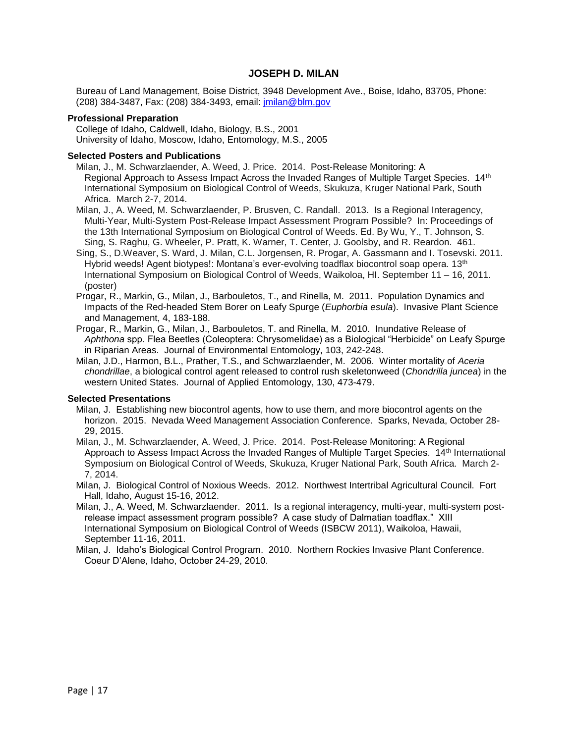# JOSEPH D. MILAN

Bureau of Land Management, Boise District, 3948 Development Ave., Boise, Idaho, 83705, Phone: (208) 384-3487, Fax: (208) 384-3493, email: jmilan@blm.gov

**Professional Preparation**

College of Idaho, Caldwell, Idaho, Biology, B.S., 2001
University of Idaho, Moscow, Idaho, Entomology, M.S., 2005

**Selected Posters and Publications**

Milan, J., M. Schwarzlaender, A. Weed, J. Price. 2014. Post-Release Monitoring: A Regional Approach to Assess Impact Across the Invaded Ranges of Multiple Target Species. 14th International Symposium on Biological Control of Weeds, Skukuza, Kruger National Park, South Africa. March 2-7, 2014.

Milan, J., A. Weed, M. Schwarzlaender, P. Brusven, C. Randall. 2013. Is a Regional Interagency, Multi-Year, Multi-System Post-Release Impact Assessment Program Possible? In: Proceedings of the 13th International Symposium on Biological Control of Weeds. Ed. By Wu, Y., T. Johnson, S. Sing, S. Raghu, G. Wheeler, P. Pratt, K. Warner, T. Center, J. Goolsby, and R. Reardon. 461.

Sing, S., D.Weaver, S. Ward, J. Milan, C.L. Jorgensen, R. Progar, A. Gassmann and I. Tosevski. 2011. Hybrid weeds! Agent biotypes!: Montana's ever-evolving toadflax biocontrol soap opera. 13th International Symposium on Biological Control of Weeds, Waikoloa, HI. September 11 – 16, 2011. (poster)

Progar, R., Markin, G., Milan, J., Barbouletos, T., and Rinella, M. 2011. Population Dynamics and Impacts of the Red-headed Stem Borer on Leafy Spurge (*Euphorbia esula*). Invasive Plant Science and Management, 4, 183-188.

Progar, R., Markin, G., Milan, J., Barbouletos, T. and Rinella, M. 2010. Inundative Release of *Aphthona* spp. Flea Beetles (Coleoptera: Chrysomelidae) as a Biological "Herbicide" on Leafy Spurge in Riparian Areas. Journal of Environmental Entomology, 103, 242-248.

Milan, J.D., Harmon, B.L., Prather, T.S., and Schwarzlaender, M. 2006. Winter mortality of *Aceria chondrillae*, a biological control agent released to control rush skeletonweed (*Chondrilla juncea*) in the western United States. Journal of Applied Entomology, 130, 473-479.

**Selected Presentations**

Milan, J. Establishing new biocontrol agents, how to use them, and more biocontrol agents on the horizon. 2015. Nevada Weed Management Association Conference. Sparks, Nevada, October 28-29, 2015.

Milan, J., M. Schwarzlaender, A. Weed, J. Price. 2014. Post-Release Monitoring: A Regional Approach to Assess Impact Across the Invaded Ranges of Multiple Target Species. 14th International Symposium on Biological Control of Weeds, Skukuza, Kruger National Park, South Africa. March 2-7, 2014.

Milan, J. Biological Control of Noxious Weeds. 2012. Northwest Intertribal Agricultural Council. Fort Hall, Idaho, August 15-16, 2012.

Milan, J., A. Weed, M. Schwarzlaender. 2011. Is a regional interagency, multi-year, multi-system post-release impact assessment program possible? A case study of Dalmatian toadflax." XIII International Symposium on Biological Control of Weeds (ISBCW 2011), Waikoloa, Hawaii, September 11-16, 2011.

Milan, J. Idaho's Biological Control Program. 2010. Northern Rockies Invasive Plant Conference. Coeur D'Alene, Idaho, October 24-29, 2010.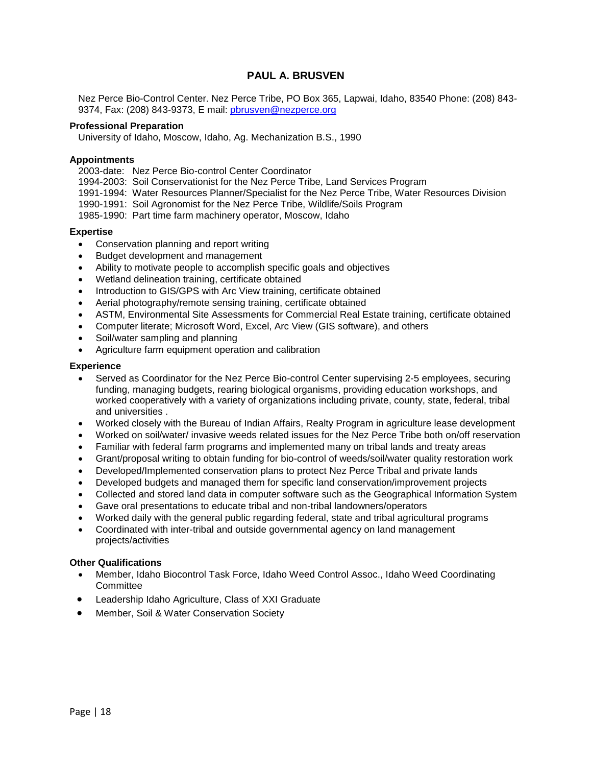# PAUL A. BRUSVEN

Nez Perce Bio-Control Center. Nez Perce Tribe, PO Box 365, Lapwai, Idaho, 83540 Phone: (208) 843-9374, Fax: (208) 843-9373, E mail: pbrusven@nezperce.org

### Professional Preparation

University of Idaho, Moscow, Idaho, Ag. Mechanization B.S., 1990

### Appointments

2003-date: Nez Perce Bio-control Center Coordinator
1994-2003: Soil Conservationist for the Nez Perce Tribe, Land Services Program
1991-1994: Water Resources Planner/Specialist for the Nez Perce Tribe, Water Resources Division
1990-1991: Soil Agronomist for the Nez Perce Tribe, Wildlife/Soils Program
1985-1990: Part time farm machinery operator, Moscow, Idaho

### Expertise

- Conservation planning and report writing
- Budget development and management
- Ability to motivate people to accomplish specific goals and objectives
- Wetland delineation training, certificate obtained
- Introduction to GIS/GPS with Arc View training, certificate obtained
- Aerial photography/remote sensing training, certificate obtained
- ASTM, Environmental Site Assessments for Commercial Real Estate training, certificate obtained
- Computer literate; Microsoft Word, Excel, Arc View (GIS software), and others
- Soil/water sampling and planning
- Agriculture farm equipment operation and calibration

### Experience

- Served as Coordinator for the Nez Perce Bio-control Center supervising 2-5 employees, securing funding, managing budgets, rearing biological organisms, providing education workshops, and worked cooperatively with a variety of organizations including private, county, state, federal, tribal and universities .
- Worked closely with the Bureau of Indian Affairs, Realty Program in agriculture lease development
- Worked on soil/water/ invasive weeds related issues for the Nez Perce Tribe both on/off reservation
- Familiar with federal farm programs and implemented many on tribal lands and treaty areas
- Grant/proposal writing to obtain funding for bio-control of weeds/soil/water quality restoration work
- Developed/Implemented conservation plans to protect Nez Perce Tribal and private lands
- Developed budgets and managed them for specific land conservation/improvement projects
- Collected and stored land data in computer software such as the Geographical Information System
- Gave oral presentations to educate tribal and non-tribal landowners/operators
- Worked daily with the general public regarding federal, state and tribal agricultural programs
- Coordinated with inter-tribal and outside governmental agency on land management projects/activities

### Other Qualifications

- Member, Idaho Biocontrol Task Force, Idaho Weed Control Assoc., Idaho Weed Coordinating Committee
- Leadership Idaho Agriculture, Class of XXI Graduate
- Member, Soil & Water Conservation Society